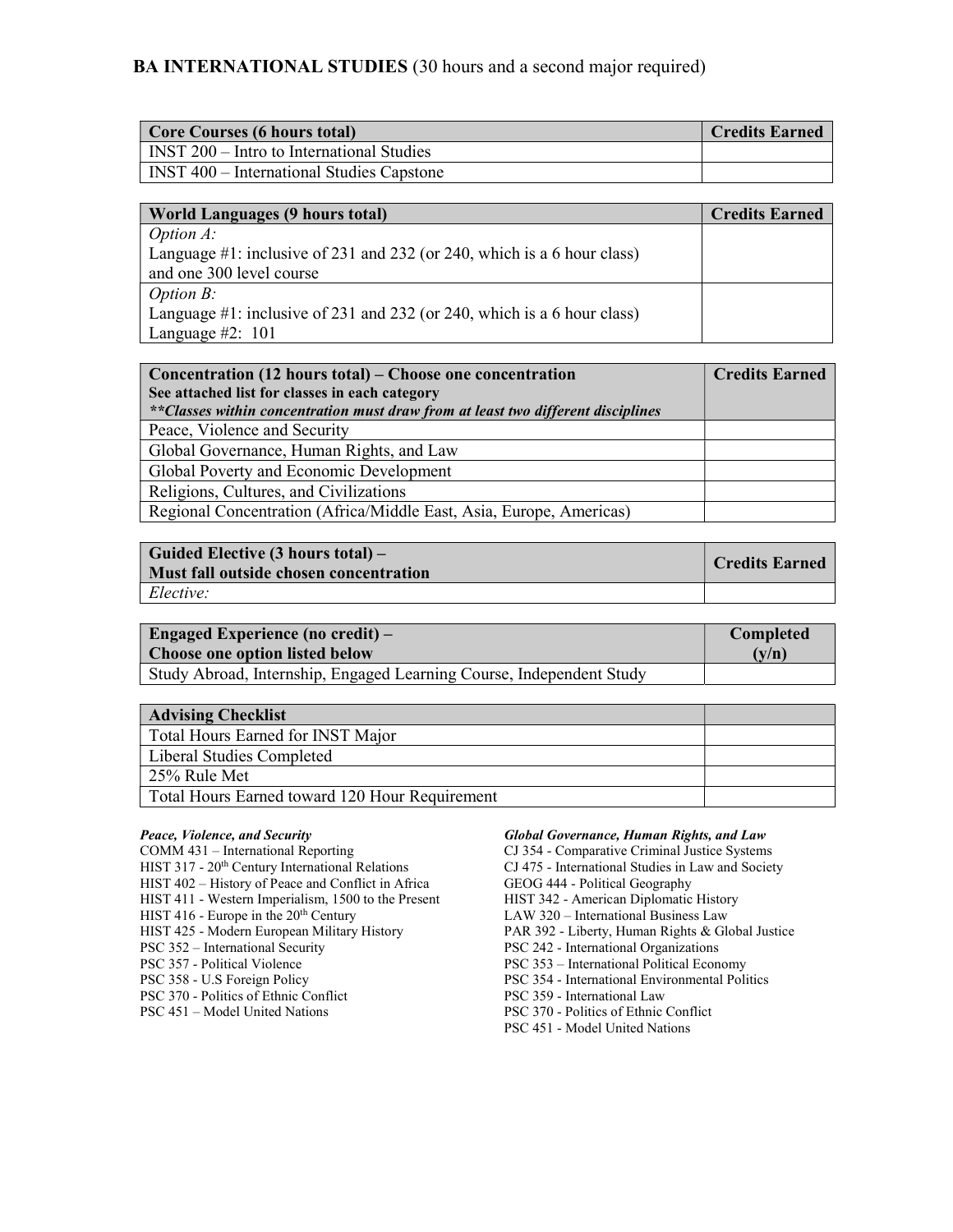# **BA INTERNATIONAL STUDIES** (30 hours and a second major required)

| **Core Courses (6 hours total)** | **Credits Earned** |
|---|---|
| INST 200 – Intro to International Studies | |
| INST 400 – International Studies Capstone | |

| **World Languages (9 hours total)** | **Credits Earned** |
|---|---|
| *Option A:*<br>Language #1: inclusive of 231 and 232 (or 240, which is a 6 hour class) and one 300 level course | |
| *Option B:*<br>Language #1: inclusive of 231 and 232 (or 240, which is a 6 hour class)<br>Language #2: 101 | |

| **Concentration (12 hours total) – Choose one concentration**<br>**See attached list for classes in each category**<br>***\*\*Classes within concentration must draw from at least two different disciplines*** | **Credits Earned** |
|---|---|
| Peace, Violence and Security | |
| Global Governance, Human Rights, and Law | |
| Global Poverty and Economic Development | |
| Religions, Cultures, and Civilizations | |
| Regional Concentration (Africa/Middle East, Asia, Europe, Americas) | |

| **Guided Elective (3 hours total) –**<br>**Must fall outside chosen concentration** | **Credits Earned** |
|---|---|
| *Elective:* | |

| **Engaged Experience (no credit) –**<br>**Choose one option listed below** | **Completed (y/n)** |
|---|---|
| Study Abroad, Internship, Engaged Learning Course, Independent Study | |

| **Advising Checklist** | |
|---|---|
| Total Hours Earned for INST Major | |
| Liberal Studies Completed | |
| 25% Rule Met | |
| Total Hours Earned toward 120 Hour Requirement | |

***Peace, Violence, and Security***

COMM 431 – International Reporting
HIST 317 - 20th Century International Relations
HIST 402 – History of Peace and Conflict in Africa
HIST 411 - Western Imperialism, 1500 to the Present
HIST 416 - Europe in the 20th Century
HIST 425 - Modern European Military History
PSC 352 – International Security
PSC 357 - Political Violence
PSC 358 - U.S Foreign Policy
PSC 370 - Politics of Ethnic Conflict
PSC 451 – Model United Nations

***Global Governance, Human Rights, and Law***

CJ 354 - Comparative Criminal Justice Systems
CJ 475 - International Studies in Law and Society
GEOG 444 - Political Geography
HIST 342 - American Diplomatic History
LAW 320 – International Business Law
PAR 392 - Liberty, Human Rights & Global Justice
PSC 242 - International Organizations
PSC 353 – International Political Economy
PSC 354 - International Environmental Politics
PSC 359 - International Law
PSC 370 - Politics of Ethnic Conflict
PSC 451 - Model United Nations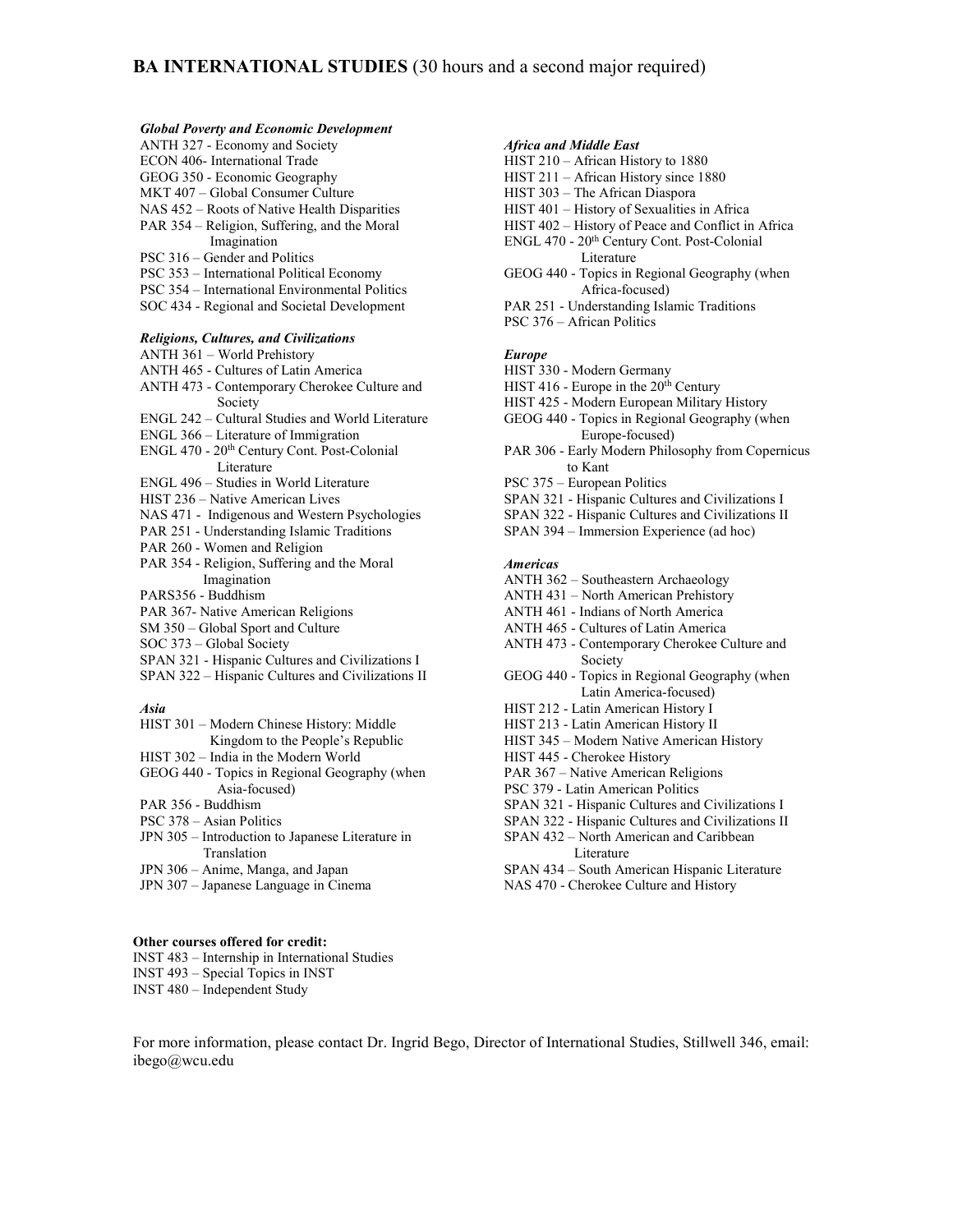# BA INTERNATIONAL STUDIES (30 hours and a second major required)

***Global Poverty and Economic Development***

ANTH 327 - Economy and Society
ECON 406- International Trade
GEOG 350 - Economic Geography
MKT 407 – Global Consumer Culture
NAS 452 – Roots of Native Health Disparities
PAR 354 – Religion, Suffering, and the Moral Imagination
PSC 316 – Gender and Politics
PSC 353 – International Political Economy
PSC 354 – International Environmental Politics
SOC 434 - Regional and Societal Development

***Religions, Cultures, and Civilizations***

ANTH 361 – World Prehistory
ANTH 465 - Cultures of Latin America
ANTH 473 - Contemporary Cherokee Culture and Society
ENGL 242 – Cultural Studies and World Literature
ENGL 366 – Literature of Immigration
ENGL 470 - 20th Century Cont. Post-Colonial Literature
ENGL 496 – Studies in World Literature
HIST 236 – Native American Lives
NAS 471 - Indigenous and Western Psychologies
PAR 251 - Understanding Islamic Traditions
PAR 260 - Women and Religion
PAR 354 - Religion, Suffering and the Moral Imagination
PARS356 - Buddhism
PAR 367- Native American Religions
SM 350 – Global Sport and Culture
SOC 373 – Global Society
SPAN 321 - Hispanic Cultures and Civilizations I
SPAN 322 – Hispanic Cultures and Civilizations II

***Asia***

HIST 301 – Modern Chinese History: Middle Kingdom to the People's Republic
HIST 302 – India in the Modern World
GEOG 440 - Topics in Regional Geography (when Asia-focused)
PAR 356 - Buddhism
PSC 378 – Asian Politics
JPN 305 – Introduction to Japanese Literature in Translation
JPN 306 – Anime, Manga, and Japan
JPN 307 – Japanese Language in Cinema

***Africa and Middle East***

HIST 210 – African History to 1880
HIST 211 – African History since 1880
HIST 303 – The African Diaspora
HIST 401 – History of Sexualities in Africa
HIST 402 – History of Peace and Conflict in Africa
ENGL 470 - 20th Century Cont. Post-Colonial Literature
GEOG 440 - Topics in Regional Geography (when Africa-focused)
PAR 251 - Understanding Islamic Traditions
PSC 376 – African Politics

***Europe***

HIST 330 - Modern Germany
HIST 416 - Europe in the 20th Century
HIST 425 - Modern European Military History
GEOG 440 - Topics in Regional Geography (when Europe-focused)
PAR 306 - Early Modern Philosophy from Copernicus to Kant
PSC 375 – European Politics
SPAN 321 - Hispanic Cultures and Civilizations I
SPAN 322 - Hispanic Cultures and Civilizations II
SPAN 394 – Immersion Experience (ad hoc)

***Americas***

ANTH 362 – Southeastern Archaeology
ANTH 431 – North American Prehistory
ANTH 461 - Indians of North America
ANTH 465 - Cultures of Latin America
ANTH 473 - Contemporary Cherokee Culture and Society
GEOG 440 - Topics in Regional Geography (when Latin America-focused)
HIST 212 - Latin American History I
HIST 213 - Latin American History II
HIST 345 – Modern Native American History
HIST 445 - Cherokee History
PAR 367 – Native American Religions
PSC 379 - Latin American Politics
SPAN 321 - Hispanic Cultures and Civilizations I
SPAN 322 - Hispanic Cultures and Civilizations II
SPAN 432 – North American and Caribbean Literature
SPAN 434 – South American Hispanic Literature
NAS 470 - Cherokee Culture and History

**Other courses offered for credit:**

INST 483 – Internship in International Studies
INST 493 – Special Topics in INST
INST 480 – Independent Study

For more information, please contact Dr. Ingrid Bego, Director of International Studies, Stillwell 346, email: ibego@wcu.edu